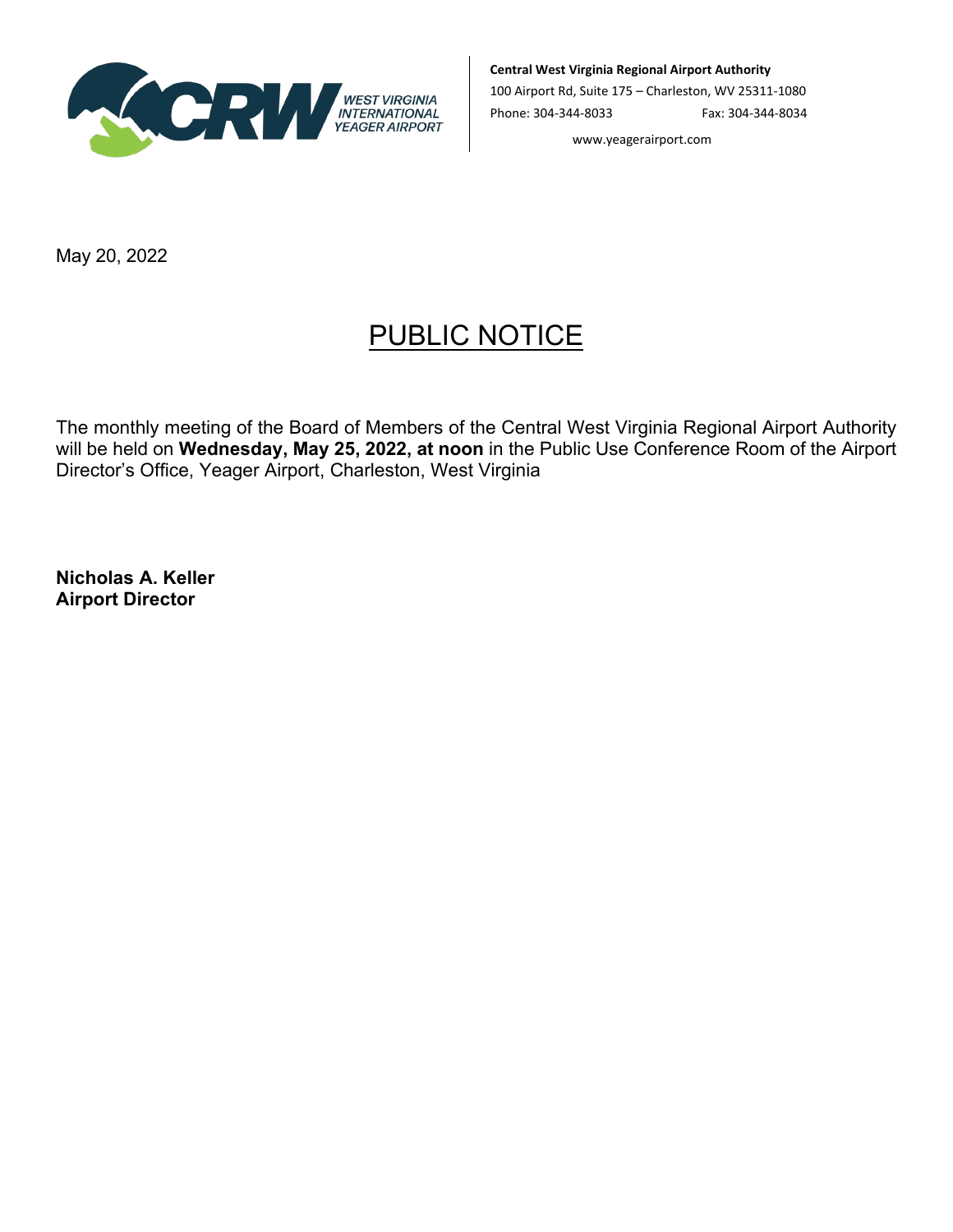WEST VIRGINIA INTERNATIONAL YEAGER AIRPORT

**Central West Virginia Regional Airport Authority**
100 Airport Rd, Suite 175 – Charleston, WV 25311-1080
Phone: 304-344-8033 Fax: 304-344-8034
www.yeagerairport.com

May 20, 2022

# PUBLIC NOTICE

The monthly meeting of the Board of Members of the Central West Virginia Regional Airport Authority will be held on **Wednesday, May 25, 2022, at noon** in the Public Use Conference Room of the Airport Director's Office, Yeager Airport, Charleston, West Virginia

**Nicholas A. Keller**
**Airport Director**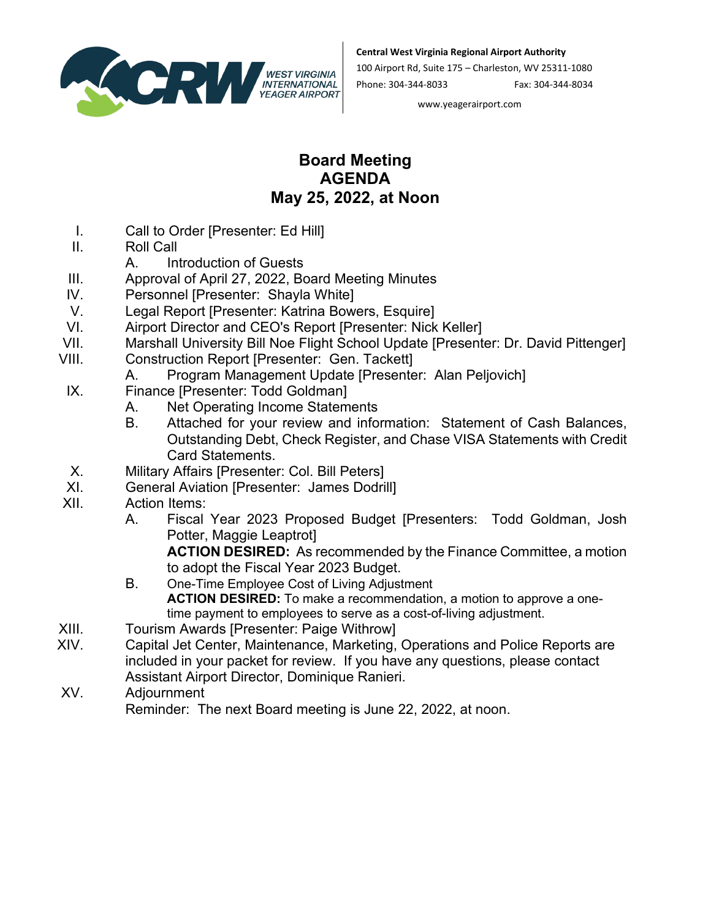**WEST VIRGINIA INTERNATIONAL YEAGER AIRPORT**

**Central West Virginia Regional Airport Authority**
100 Airport Rd, Suite 175 – Charleston, WV 25311-1080
Phone: 304-344-8033 Fax: 304-344-8034
www.yeagerairport.com

# Board Meeting
# AGENDA
# May 25, 2022, at Noon

I. Call to Order [Presenter: Ed Hill]

II. Roll Call
   A. Introduction of Guests

III. Approval of April 27, 2022, Board Meeting Minutes

IV. Personnel [Presenter: Shayla White]

V. Legal Report [Presenter: Katrina Bowers, Esquire]

VI. Airport Director and CEO's Report [Presenter: Nick Keller]

VII. Marshall University Bill Noe Flight School Update [Presenter: Dr. David Pittenger]

VIII. Construction Report [Presenter: Gen. Tackett]
   A. Program Management Update [Presenter: Alan Peljovich]

IX. Finance [Presenter: Todd Goldman]
   A. Net Operating Income Statements
   B. Attached for your review and information: Statement of Cash Balances, Outstanding Debt, Check Register, and Chase VISA Statements with Credit Card Statements.

X. Military Affairs [Presenter: Col. Bill Peters]

XI. General Aviation [Presenter: James Dodrill]

XII. Action Items:
   A. Fiscal Year 2023 Proposed Budget [Presenters: Todd Goldman, Josh Potter, Maggie Leaptrot]
      **ACTION DESIRED:** As recommended by the Finance Committee, a motion to adopt the Fiscal Year 2023 Budget.
   B. One-Time Employee Cost of Living Adjustment
      **ACTION DESIRED:** To make a recommendation, a motion to approve a one-time payment to employees to serve as a cost-of-living adjustment.

XIII. Tourism Awards [Presenter: Paige Withrow]

XIV. Capital Jet Center, Maintenance, Marketing, Operations and Police Reports are included in your packet for review. If you have any questions, please contact Assistant Airport Director, Dominique Ranieri.

XV. Adjournment
   Reminder: The next Board meeting is June 22, 2022, at noon.